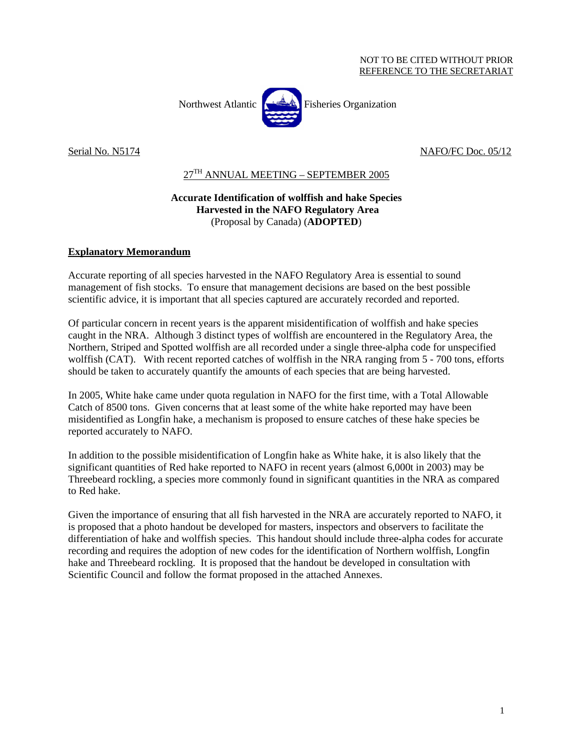NOT TO BE CITED WITHOUT PRIOR REFERENCE TO THE SECRETARIAT

Northwest Atlantic Fisheries Organization

Serial No. N5174 NAFO/FC Doc. 05/12

27[TH] ANNUAL MEETING – SEPTEMBER 2005

**Accurate Identification of wolffish and hake Species Harvested in the NAFO Regulatory Area**
(Proposal by Canada) (**ADOPTED**)

## Explanatory Memorandum

Accurate reporting of all species harvested in the NAFO Regulatory Area is essential to sound management of fish stocks. To ensure that management decisions are based on the best possible scientific advice, it is important that all species captured are accurately recorded and reported.

Of particular concern in recent years is the apparent misidentification of wolffish and hake species caught in the NRA. Although 3 distinct types of wolffish are encountered in the Regulatory Area, the Northern, Striped and Spotted wolffish are all recorded under a single three-alpha code for unspecified wolffish (CAT). With recent reported catches of wolffish in the NRA ranging from 5 - 700 tons, efforts should be taken to accurately quantify the amounts of each species that are being harvested.

In 2005, White hake came under quota regulation in NAFO for the first time, with a Total Allowable Catch of 8500 tons. Given concerns that at least some of the white hake reported may have been misidentified as Longfin hake, a mechanism is proposed to ensure catches of these hake species be reported accurately to NAFO.

In addition to the possible misidentification of Longfin hake as White hake, it is also likely that the significant quantities of Red hake reported to NAFO in recent years (almost 6,000t in 2003) may be Threebeard rockling, a species more commonly found in significant quantities in the NRA as compared to Red hake.

Given the importance of ensuring that all fish harvested in the NRA are accurately reported to NAFO, it is proposed that a photo handout be developed for masters, inspectors and observers to facilitate the differentiation of hake and wolffish species. This handout should include three-alpha codes for accurate recording and requires the adoption of new codes for the identification of Northern wolffish, Longfin hake and Threebeard rockling. It is proposed that the handout be developed in consultation with Scientific Council and follow the format proposed in the attached Annexes.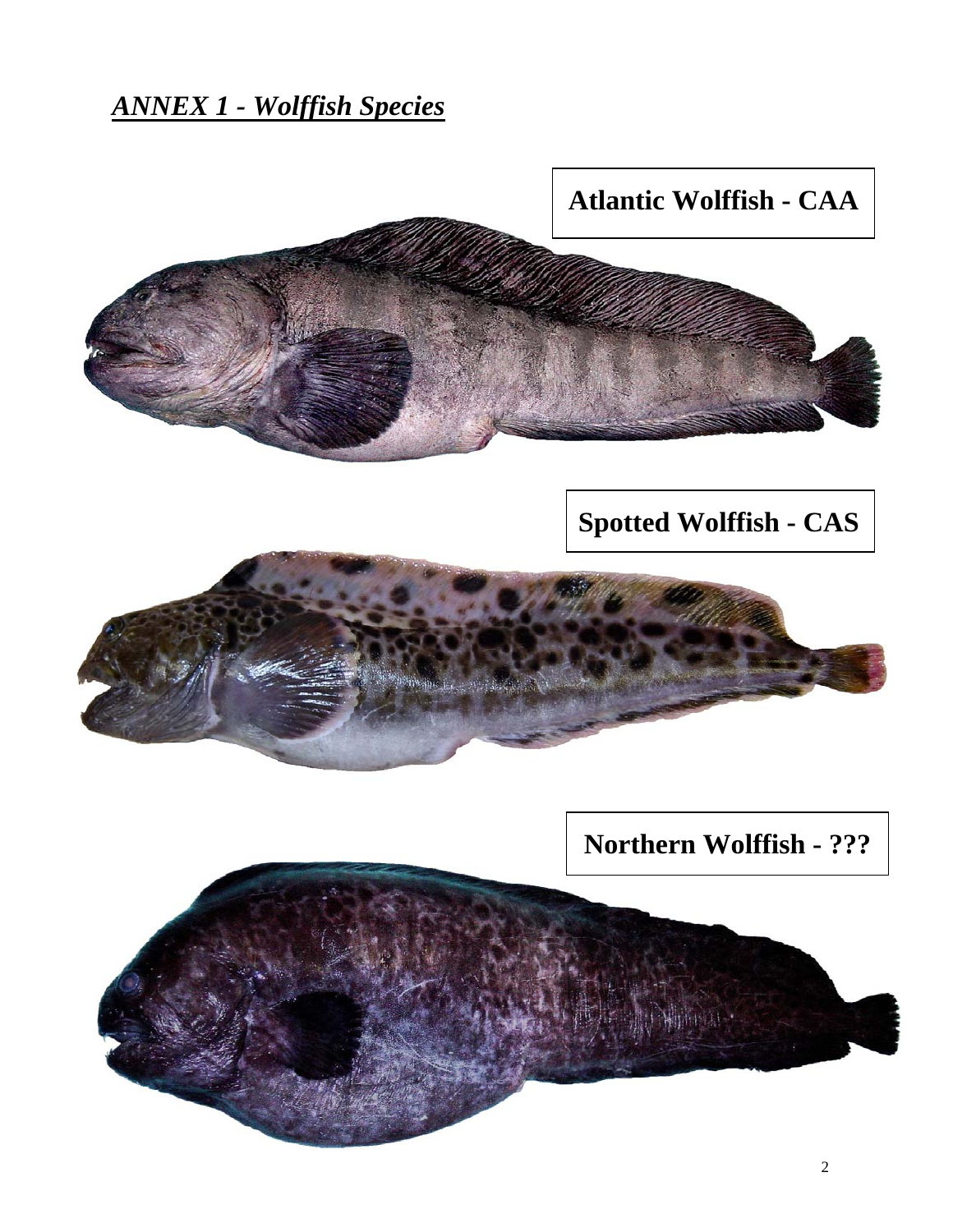## *ANNEX 1 - Wolffish Species*

**Atlantic Wolffish - CAA**

**Spotted Wolffish - CAS**

**Northern Wolffish - ???**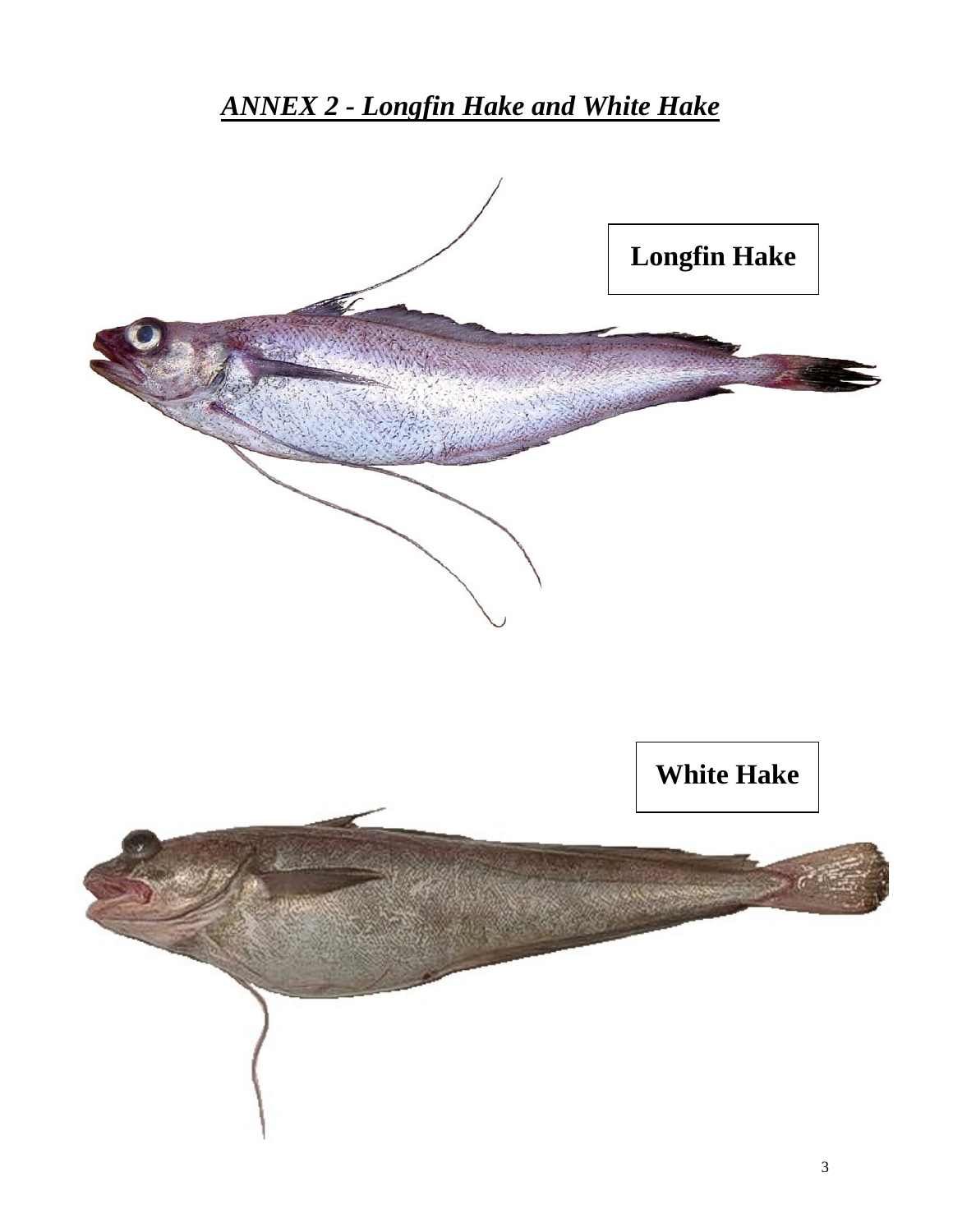## *ANNEX 2 - Longfin Hake and White Hake*

**Longfin Hake**

**White Hake**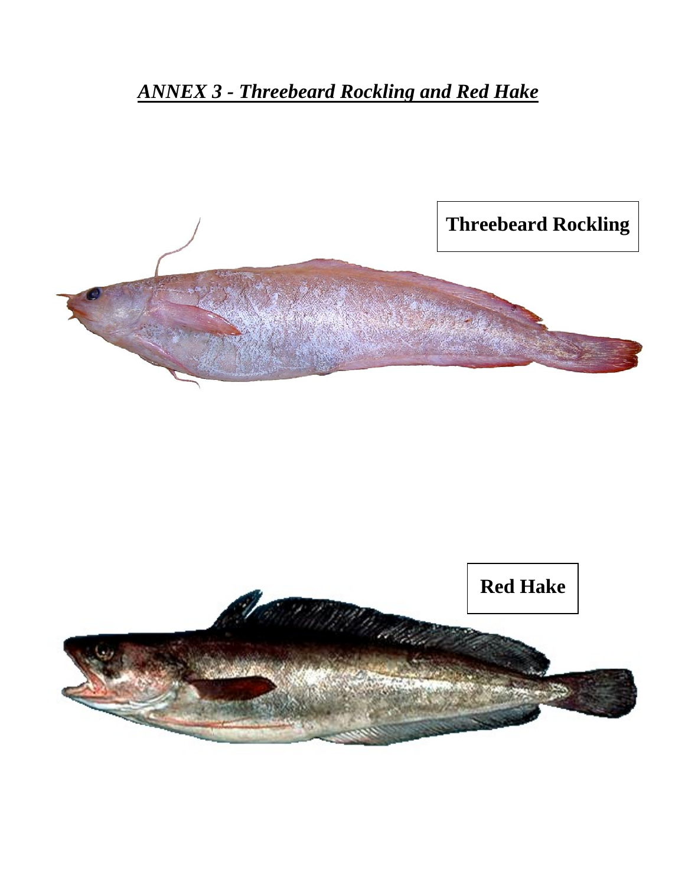## *ANNEX 3 - Threebeard Rockling and Red Hake*

**Threebeard Rockling**

**Red Hake**